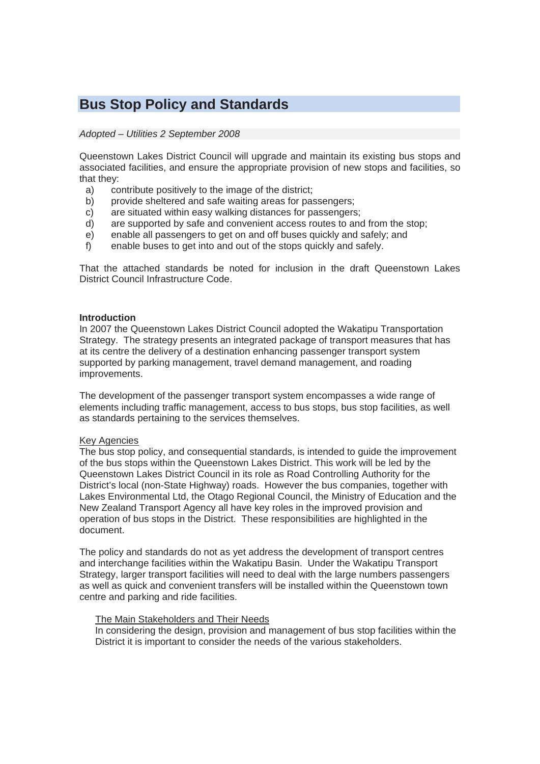# Bus Stop Policy and Standards

*Adopted – Utilities 2 September 2008*

Queenstown Lakes District Council will upgrade and maintain its existing bus stops and associated facilities, and ensure the appropriate provision of new stops and facilities, so that they:

a) contribute positively to the image of the district;
b) provide sheltered and safe waiting areas for passengers;
c) are situated within easy walking distances for passengers;
d) are supported by safe and convenient access routes to and from the stop;
e) enable all passengers to get on and off buses quickly and safely; and
f) enable buses to get into and out of the stops quickly and safely.

That the attached standards be noted for inclusion in the draft Queenstown Lakes District Council Infrastructure Code.

**Introduction**

In 2007 the Queenstown Lakes District Council adopted the Wakatipu Transportation Strategy. The strategy presents an integrated package of transport measures that has at its centre the delivery of a destination enhancing passenger transport system supported by parking management, travel demand management, and roading improvements.

The development of the passenger transport system encompasses a wide range of elements including traffic management, access to bus stops, bus stop facilities, as well as standards pertaining to the services themselves.

Key Agencies

The bus stop policy, and consequential standards, is intended to guide the improvement of the bus stops within the Queenstown Lakes District. This work will be led by the Queenstown Lakes District Council in its role as Road Controlling Authority for the District's local (non-State Highway) roads. However the bus companies, together with Lakes Environmental Ltd, the Otago Regional Council, the Ministry of Education and the New Zealand Transport Agency all have key roles in the improved provision and operation of bus stops in the District. These responsibilities are highlighted in the document.

The policy and standards do not as yet address the development of transport centres and interchange facilities within the Wakatipu Basin. Under the Wakatipu Transport Strategy, larger transport facilities will need to deal with the large numbers passengers as well as quick and convenient transfers will be installed within the Queenstown town centre and parking and ride facilities.

The Main Stakeholders and Their Needs

In considering the design, provision and management of bus stop facilities within the District it is important to consider the needs of the various stakeholders.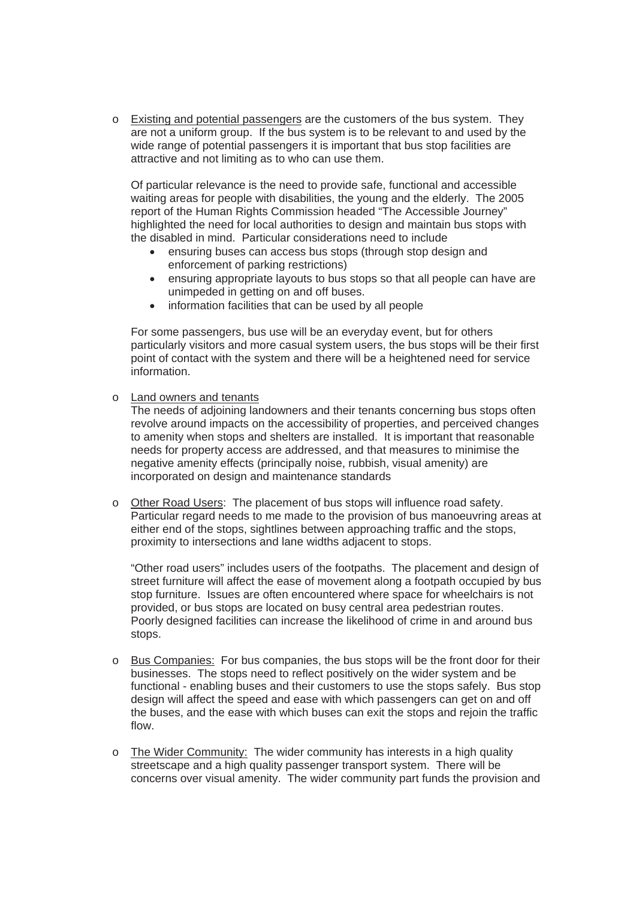- Existing and potential passengers are the customers of the bus system. They are not a uniform group. If the bus system is to be relevant to and used by the wide range of potential passengers it is important that bus stop facilities are attractive and not limiting as to who can use them.

  Of particular relevance is the need to provide safe, functional and accessible waiting areas for people with disabilities, the young and the elderly. The 2005 report of the Human Rights Commission headed "The Accessible Journey" highlighted the need for local authorities to design and maintain bus stops with the disabled in mind. Particular considerations need to include

  - ensuring buses can access bus stops (through stop design and enforcement of parking restrictions)
  - ensuring appropriate layouts to bus stops so that all people can have are unimpeded in getting on and off buses.
  - information facilities that can be used by all people

  For some passengers, bus use will be an everyday event, but for others particularly visitors and more casual system users, the bus stops will be their first point of contact with the system and there will be a heightened need for service information.

- Land owners and tenants
  The needs of adjoining landowners and their tenants concerning bus stops often revolve around impacts on the accessibility of properties, and perceived changes to amenity when stops and shelters are installed. It is important that reasonable needs for property access are addressed, and that measures to minimise the negative amenity effects (principally noise, rubbish, visual amenity) are incorporated on design and maintenance standards

- Other Road Users: The placement of bus stops will influence road safety. Particular regard needs to me made to the provision of bus manoeuvring areas at either end of the stops, sightlines between approaching traffic and the stops, proximity to intersections and lane widths adjacent to stops.

  "Other road users" includes users of the footpaths. The placement and design of street furniture will affect the ease of movement along a footpath occupied by bus stop furniture. Issues are often encountered where space for wheelchairs is not provided, or bus stops are located on busy central area pedestrian routes. Poorly designed facilities can increase the likelihood of crime in and around bus stops.

- Bus Companies: For bus companies, the bus stops will be the front door for their businesses. The stops need to reflect positively on the wider system and be functional - enabling buses and their customers to use the stops safely. Bus stop design will affect the speed and ease with which passengers can get on and off the buses, and the ease with which buses can exit the stops and rejoin the traffic flow.

- The Wider Community: The wider community has interests in a high quality streetscape and a high quality passenger transport system. There will be concerns over visual amenity. The wider community part funds the provision and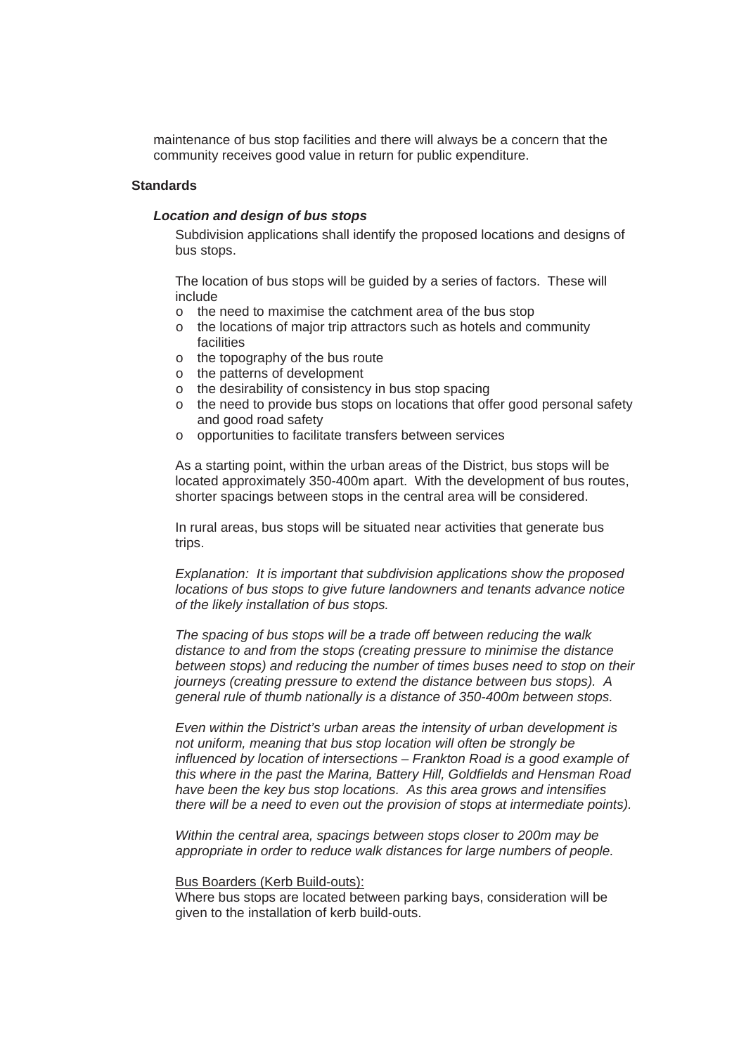maintenance of bus stop facilities and there will always be a concern that the community receives good value in return for public expenditure.

**Standards**

***Location and design of bus stops***

Subdivision applications shall identify the proposed locations and designs of bus stops.

The location of bus stops will be guided by a series of factors. These will include

- the need to maximise the catchment area of the bus stop
- the locations of major trip attractors such as hotels and community facilities
- the topography of the bus route
- the patterns of development
- the desirability of consistency in bus stop spacing
- the need to provide bus stops on locations that offer good personal safety and good road safety
- opportunities to facilitate transfers between services

As a starting point, within the urban areas of the District, bus stops will be located approximately 350-400m apart. With the development of bus routes, shorter spacings between stops in the central area will be considered.

In rural areas, bus stops will be situated near activities that generate bus trips.

*Explanation: It is important that subdivision applications show the proposed locations of bus stops to give future landowners and tenants advance notice of the likely installation of bus stops.*

*The spacing of bus stops will be a trade off between reducing the walk distance to and from the stops (creating pressure to minimise the distance between stops) and reducing the number of times buses need to stop on their journeys (creating pressure to extend the distance between bus stops). A general rule of thumb nationally is a distance of 350-400m between stops.*

*Even within the District's urban areas the intensity of urban development is not uniform, meaning that bus stop location will often be strongly be influenced by location of intersections – Frankton Road is a good example of this where in the past the Marina, Battery Hill, Goldfields and Hensman Road have been the key bus stop locations. As this area grows and intensifies there will be a need to even out the provision of stops at intermediate points).*

*Within the central area, spacings between stops closer to 200m may be appropriate in order to reduce walk distances for large numbers of people.*

<u>Bus Boarders (Kerb Build-outs):</u>
Where bus stops are located between parking bays, consideration will be given to the installation of kerb build-outs.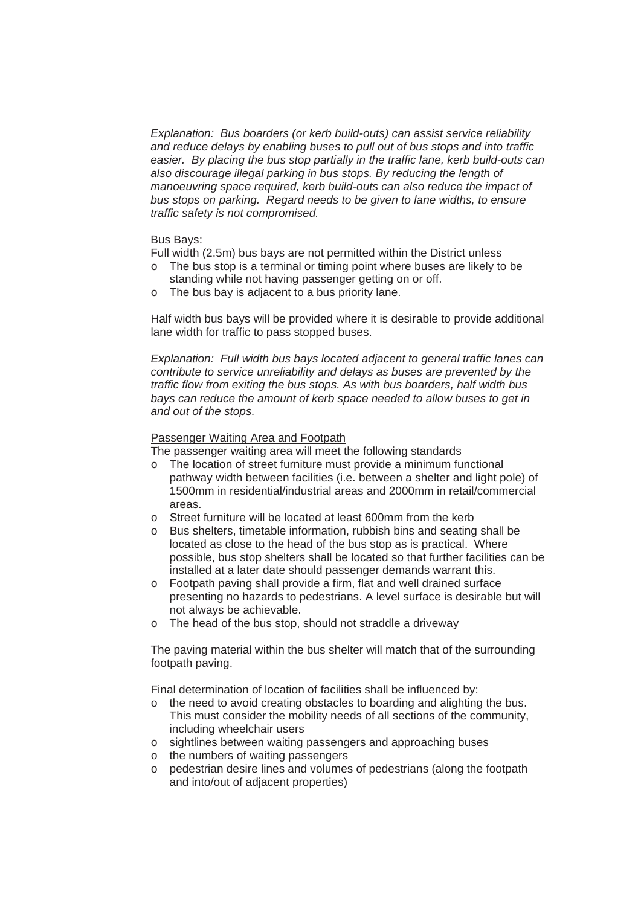*Explanation: Bus boarders (or kerb build-outs) can assist service reliability and reduce delays by enabling buses to pull out of bus stops and into traffic easier. By placing the bus stop partially in the traffic lane, kerb build-outs can also discourage illegal parking in bus stops. By reducing the length of manoeuvring space required, kerb build-outs can also reduce the impact of bus stops on parking. Regard needs to be given to lane widths, to ensure traffic safety is not compromised.*

<u>Bus Bays:</u>

Full width (2.5m) bus bays are not permitted within the District unless

- o The bus stop is a terminal or timing point where buses are likely to be standing while not having passenger getting on or off.
- o The bus bay is adjacent to a bus priority lane.

Half width bus bays will be provided where it is desirable to provide additional lane width for traffic to pass stopped buses.

*Explanation: Full width bus bays located adjacent to general traffic lanes can contribute to service unreliability and delays as buses are prevented by the traffic flow from exiting the bus stops. As with bus boarders, half width bus bays can reduce the amount of kerb space needed to allow buses to get in and out of the stops.*

<u>Passenger Waiting Area and Footpath</u>

The passenger waiting area will meet the following standards

- o The location of street furniture must provide a minimum functional pathway width between facilities (i.e. between a shelter and light pole) of 1500mm in residential/industrial areas and 2000mm in retail/commercial areas.
- o Street furniture will be located at least 600mm from the kerb
- o Bus shelters, timetable information, rubbish bins and seating shall be located as close to the head of the bus stop as is practical. Where possible, bus stop shelters shall be located so that further facilities can be installed at a later date should passenger demands warrant this.
- o Footpath paving shall provide a firm, flat and well drained surface presenting no hazards to pedestrians. A level surface is desirable but will not always be achievable.
- o The head of the bus stop, should not straddle a driveway

The paving material within the bus shelter will match that of the surrounding footpath paving.

Final determination of location of facilities shall be influenced by:

- o the need to avoid creating obstacles to boarding and alighting the bus. This must consider the mobility needs of all sections of the community, including wheelchair users
- o sightlines between waiting passengers and approaching buses
- o the numbers of waiting passengers
- o pedestrian desire lines and volumes of pedestrians (along the footpath and into/out of adjacent properties)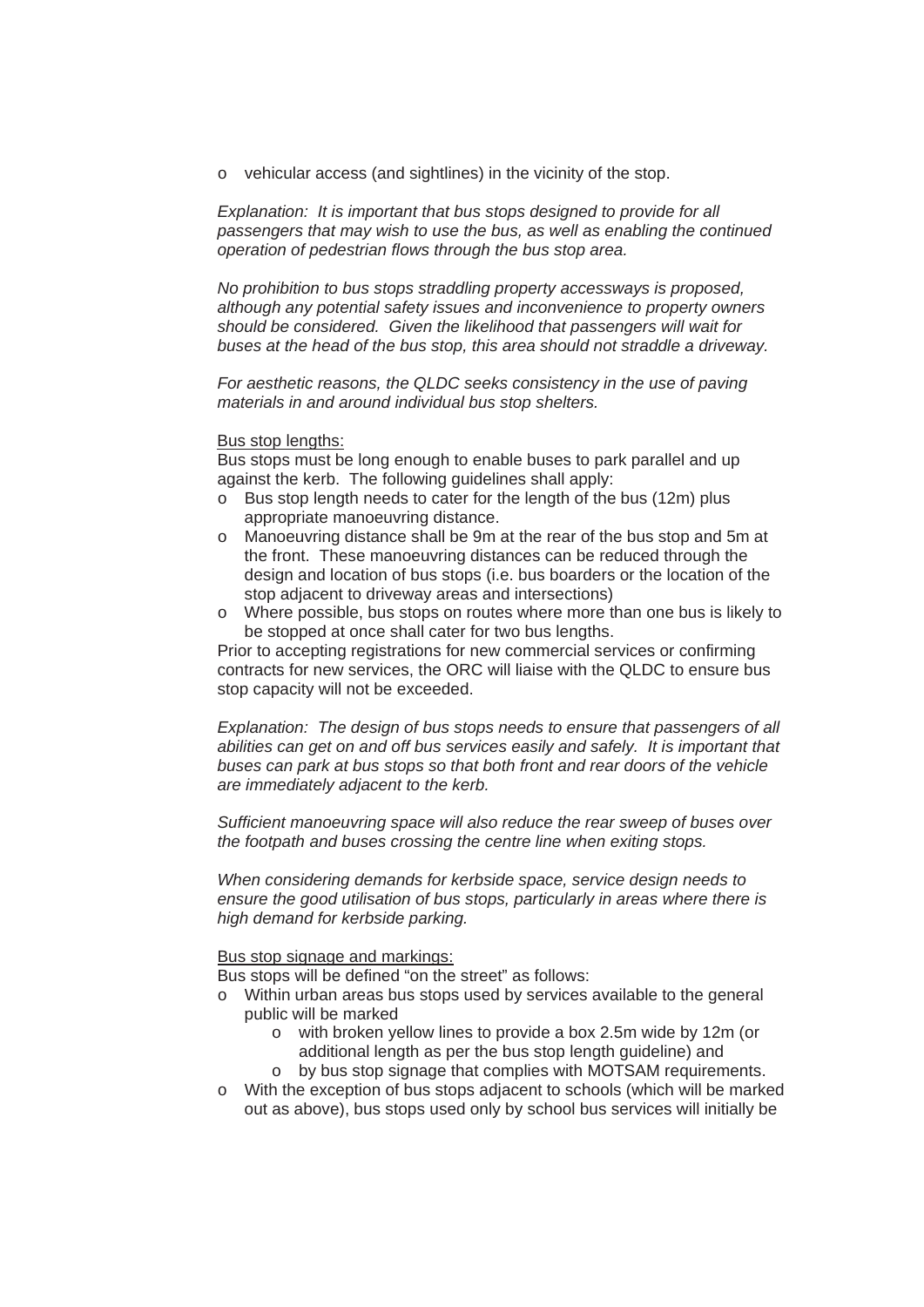- vehicular access (and sightlines) in the vicinity of the stop.

*Explanation: It is important that bus stops designed to provide for all passengers that may wish to use the bus, as well as enabling the continued operation of pedestrian flows through the bus stop area.*

*No prohibition to bus stops straddling property accessways is proposed, although any potential safety issues and inconvenience to property owners should be considered. Given the likelihood that passengers will wait for buses at the head of the bus stop, this area should not straddle a driveway.*

*For aesthetic reasons, the QLDC seeks consistency in the use of paving materials in and around individual bus stop shelters.*

<u>Bus stop lengths:</u>
Bus stops must be long enough to enable buses to park parallel and up against the kerb. The following guidelines shall apply:

- Bus stop length needs to cater for the length of the bus (12m) plus appropriate manoeuvring distance.
- Manoeuvring distance shall be 9m at the rear of the bus stop and 5m at the front. These manoeuvring distances can be reduced through the design and location of bus stops (i.e. bus boarders or the location of the stop adjacent to driveway areas and intersections)
- Where possible, bus stops on routes where more than one bus is likely to be stopped at once shall cater for two bus lengths.

Prior to accepting registrations for new commercial services or confirming contracts for new services, the ORC will liaise with the QLDC to ensure bus stop capacity will not be exceeded.

*Explanation: The design of bus stops needs to ensure that passengers of all abilities can get on and off bus services easily and safely. It is important that buses can park at bus stops so that both front and rear doors of the vehicle are immediately adjacent to the kerb.*

*Sufficient manoeuvring space will also reduce the rear sweep of buses over the footpath and buses crossing the centre line when exiting stops.*

*When considering demands for kerbside space, service design needs to ensure the good utilisation of bus stops, particularly in areas where there is high demand for kerbside parking.*

<u>Bus stop signage and markings:</u>
Bus stops will be defined "on the street" as follows:

- Within urban areas bus stops used by services available to the general public will be marked
  - with broken yellow lines to provide a box 2.5m wide by 12m (or additional length as per the bus stop length guideline) and
  - by bus stop signage that complies with MOTSAM requirements.
- With the exception of bus stops adjacent to schools (which will be marked out as above), bus stops used only by school bus services will initially be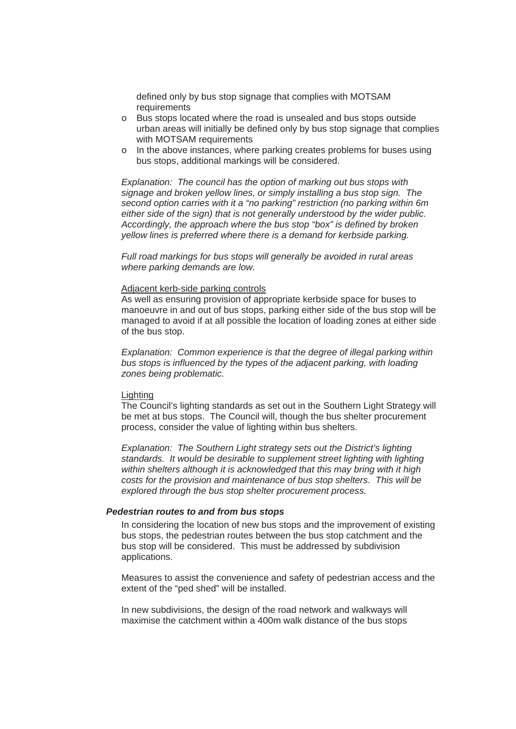defined only by bus stop signage that complies with MOTSAM requirements

- Bus stops located where the road is unsealed and bus stops outside urban areas will initially be defined only by bus stop signage that complies with MOTSAM requirements
- In the above instances, where parking creates problems for buses using bus stops, additional markings will be considered.

*Explanation: The council has the option of marking out bus stops with signage and broken yellow lines, or simply installing a bus stop sign. The second option carries with it a "no parking" restriction (no parking within 6m either side of the sign) that is not generally understood by the wider public. Accordingly, the approach where the bus stop "box" is defined by broken yellow lines is preferred where there is a demand for kerbside parking.*

*Full road markings for bus stops will generally be avoided in rural areas where parking demands are low.*

<u>Adjacent kerb-side parking controls</u>

As well as ensuring provision of appropriate kerbside space for buses to manoeuvre in and out of bus stops, parking either side of the bus stop will be managed to avoid if at all possible the location of loading zones at either side of the bus stop.

*Explanation: Common experience is that the degree of illegal parking within bus stops is influenced by the types of the adjacent parking, with loading zones being problematic.*

<u>Lighting</u>

The Council's lighting standards as set out in the Southern Light Strategy will be met at bus stops. The Council will, though the bus shelter procurement process, consider the value of lighting within bus shelters.

*Explanation: The Southern Light strategy sets out the District's lighting standards. It would be desirable to supplement street lighting with lighting within shelters although it is acknowledged that this may bring with it high costs for the provision and maintenance of bus stop shelters. This will be explored through the bus stop shelter procurement process.*

***Pedestrian routes to and from bus stops***

In considering the location of new bus stops and the improvement of existing bus stops, the pedestrian routes between the bus stop catchment and the bus stop will be considered. This must be addressed by subdivision applications.

Measures to assist the convenience and safety of pedestrian access and the extent of the "ped shed" will be installed.

In new subdivisions, the design of the road network and walkways will maximise the catchment within a 400m walk distance of the bus stops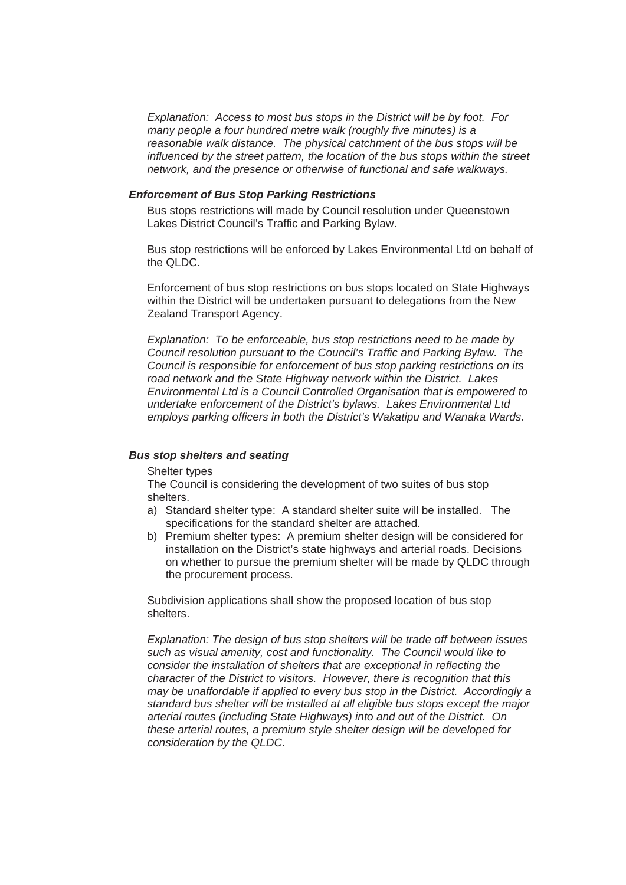*Explanation: Access to most bus stops in the District will be by foot. For many people a four hundred metre walk (roughly five minutes) is a reasonable walk distance. The physical catchment of the bus stops will be influenced by the street pattern, the location of the bus stops within the street network, and the presence or otherwise of functional and safe walkways.*

***Enforcement of Bus Stop Parking Restrictions***

Bus stops restrictions will made by Council resolution under Queenstown Lakes District Council's Traffic and Parking Bylaw.

Bus stop restrictions will be enforced by Lakes Environmental Ltd on behalf of the QLDC.

Enforcement of bus stop restrictions on bus stops located on State Highways within the District will be undertaken pursuant to delegations from the New Zealand Transport Agency.

*Explanation: To be enforceable, bus stop restrictions need to be made by Council resolution pursuant to the Council's Traffic and Parking Bylaw. The Council is responsible for enforcement of bus stop parking restrictions on its road network and the State Highway network within the District. Lakes Environmental Ltd is a Council Controlled Organisation that is empowered to undertake enforcement of the District's bylaws. Lakes Environmental Ltd employs parking officers in both the District's Wakatipu and Wanaka Wards.*

***Bus stop shelters and seating***

<u>Shelter types</u>

The Council is considering the development of two suites of bus stop shelters.

a) Standard shelter type: A standard shelter suite will be installed. The specifications for the standard shelter are attached.
b) Premium shelter types: A premium shelter design will be considered for installation on the District's state highways and arterial roads. Decisions on whether to pursue the premium shelter will be made by QLDC through the procurement process.

Subdivision applications shall show the proposed location of bus stop shelters.

*Explanation: The design of bus stop shelters will be trade off between issues such as visual amenity, cost and functionality. The Council would like to consider the installation of shelters that are exceptional in reflecting the character of the District to visitors. However, there is recognition that this may be unaffordable if applied to every bus stop in the District. Accordingly a standard bus shelter will be installed at all eligible bus stops except the major arterial routes (including State Highways) into and out of the District. On these arterial routes, a premium style shelter design will be developed for consideration by the QLDC.*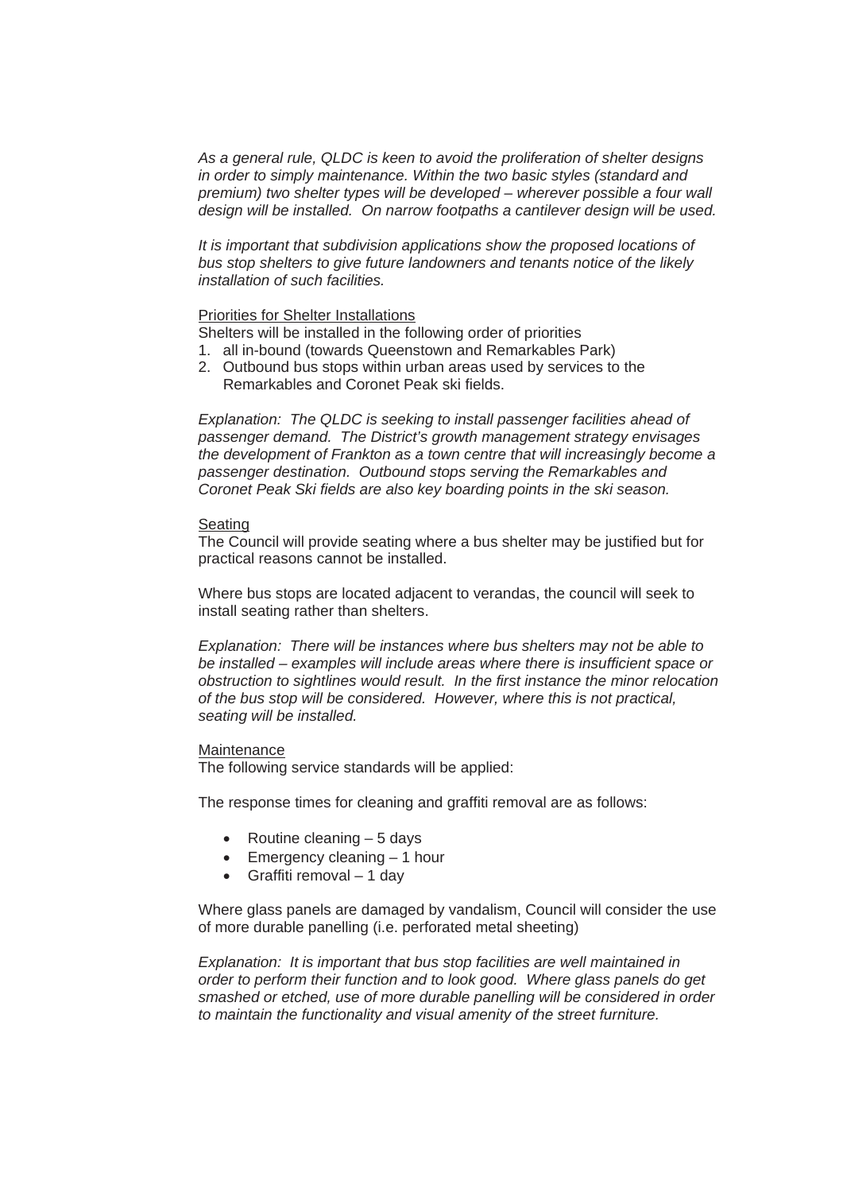*As a general rule, QLDC is keen to avoid the proliferation of shelter designs in order to simply maintenance. Within the two basic styles (standard and premium) two shelter types will be developed – wherever possible a four wall design will be installed. On narrow footpaths a cantilever design will be used.*

*It is important that subdivision applications show the proposed locations of bus stop shelters to give future landowners and tenants notice of the likely installation of such facilities.*

<u>Priorities for Shelter Installations</u>

Shelters will be installed in the following order of priorities

1. all in-bound (towards Queenstown and Remarkables Park)
2. Outbound bus stops within urban areas used by services to the Remarkables and Coronet Peak ski fields.

*Explanation: The QLDC is seeking to install passenger facilities ahead of passenger demand. The District's growth management strategy envisages the development of Frankton as a town centre that will increasingly become a passenger destination. Outbound stops serving the Remarkables and Coronet Peak Ski fields are also key boarding points in the ski season.*

<u>Seating</u>

The Council will provide seating where a bus shelter may be justified but for practical reasons cannot be installed.

Where bus stops are located adjacent to verandas, the council will seek to install seating rather than shelters.

*Explanation: There will be instances where bus shelters may not be able to be installed – examples will include areas where there is insufficient space or obstruction to sightlines would result. In the first instance the minor relocation of the bus stop will be considered. However, where this is not practical, seating will be installed.*

<u>Maintenance</u>

The following service standards will be applied:

The response times for cleaning and graffiti removal are as follows:

- Routine cleaning – 5 days
- Emergency cleaning – 1 hour
- Graffiti removal – 1 day

Where glass panels are damaged by vandalism, Council will consider the use of more durable panelling (i.e. perforated metal sheeting)

*Explanation: It is important that bus stop facilities are well maintained in order to perform their function and to look good. Where glass panels do get smashed or etched, use of more durable panelling will be considered in order to maintain the functionality and visual amenity of the street furniture.*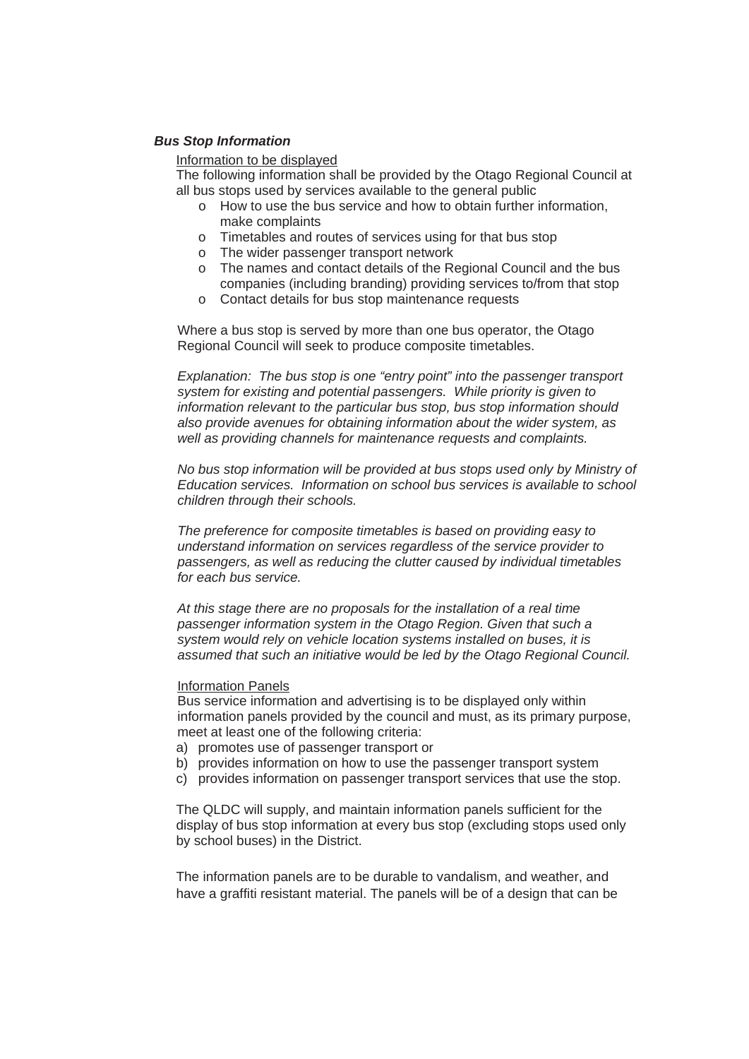***Bus Stop Information***

Information to be displayed

The following information shall be provided by the Otago Regional Council at all bus stops used by services available to the general public

- How to use the bus service and how to obtain further information, make complaints
- Timetables and routes of services using for that bus stop
- The wider passenger transport network
- The names and contact details of the Regional Council and the bus companies (including branding) providing services to/from that stop
- Contact details for bus stop maintenance requests

Where a bus stop is served by more than one bus operator, the Otago Regional Council will seek to produce composite timetables.

*Explanation: The bus stop is one "entry point" into the passenger transport system for existing and potential passengers. While priority is given to information relevant to the particular bus stop, bus stop information should also provide avenues for obtaining information about the wider system, as well as providing channels for maintenance requests and complaints.*

*No bus stop information will be provided at bus stops used only by Ministry of Education services. Information on school bus services is available to school children through their schools.*

*The preference for composite timetables is based on providing easy to understand information on services regardless of the service provider to passengers, as well as reducing the clutter caused by individual timetables for each bus service.*

*At this stage there are no proposals for the installation of a real time passenger information system in the Otago Region. Given that such a system would rely on vehicle location systems installed on buses, it is assumed that such an initiative would be led by the Otago Regional Council.*

Information Panels

Bus service information and advertising is to be displayed only within information panels provided by the council and must, as its primary purpose, meet at least one of the following criteria:

a) promotes use of passenger transport or
b) provides information on how to use the passenger transport system
c) provides information on passenger transport services that use the stop.

The QLDC will supply, and maintain information panels sufficient for the display of bus stop information at every bus stop (excluding stops used only by school buses) in the District.

The information panels are to be durable to vandalism, and weather, and have a graffiti resistant material. The panels will be of a design that can be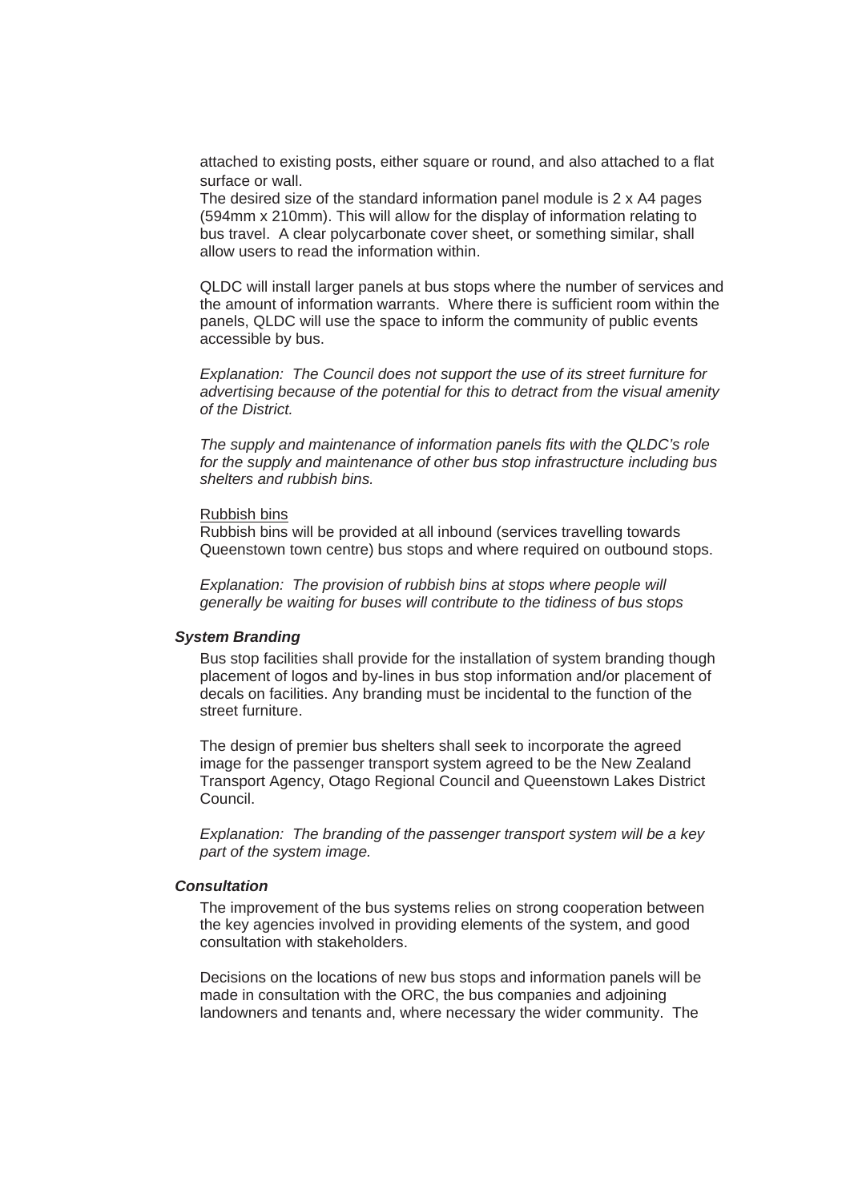attached to existing posts, either square or round, and also attached to a flat surface or wall.
The desired size of the standard information panel module is 2 x A4 pages (594mm x 210mm). This will allow for the display of information relating to bus travel. A clear polycarbonate cover sheet, or something similar, shall allow users to read the information within.

QLDC will install larger panels at bus stops where the number of services and the amount of information warrants. Where there is sufficient room within the panels, QLDC will use the space to inform the community of public events accessible by bus.

*Explanation: The Council does not support the use of its street furniture for advertising because of the potential for this to detract from the visual amenity of the District.*

*The supply and maintenance of information panels fits with the QLDC's role for the supply and maintenance of other bus stop infrastructure including bus shelters and rubbish bins.*

<u>Rubbish bins</u>
Rubbish bins will be provided at all inbound (services travelling towards Queenstown town centre) bus stops and where required on outbound stops.

*Explanation: The provision of rubbish bins at stops where people will generally be waiting for buses will contribute to the tidiness of bus stops*

***System Branding***

Bus stop facilities shall provide for the installation of system branding though placement of logos and by-lines in bus stop information and/or placement of decals on facilities. Any branding must be incidental to the function of the street furniture.

The design of premier bus shelters shall seek to incorporate the agreed image for the passenger transport system agreed to be the New Zealand Transport Agency, Otago Regional Council and Queenstown Lakes District Council.

*Explanation: The branding of the passenger transport system will be a key part of the system image.*

***Consultation***

The improvement of the bus systems relies on strong cooperation between the key agencies involved in providing elements of the system, and good consultation with stakeholders.

Decisions on the locations of new bus stops and information panels will be made in consultation with the ORC, the bus companies and adjoining landowners and tenants and, where necessary the wider community. The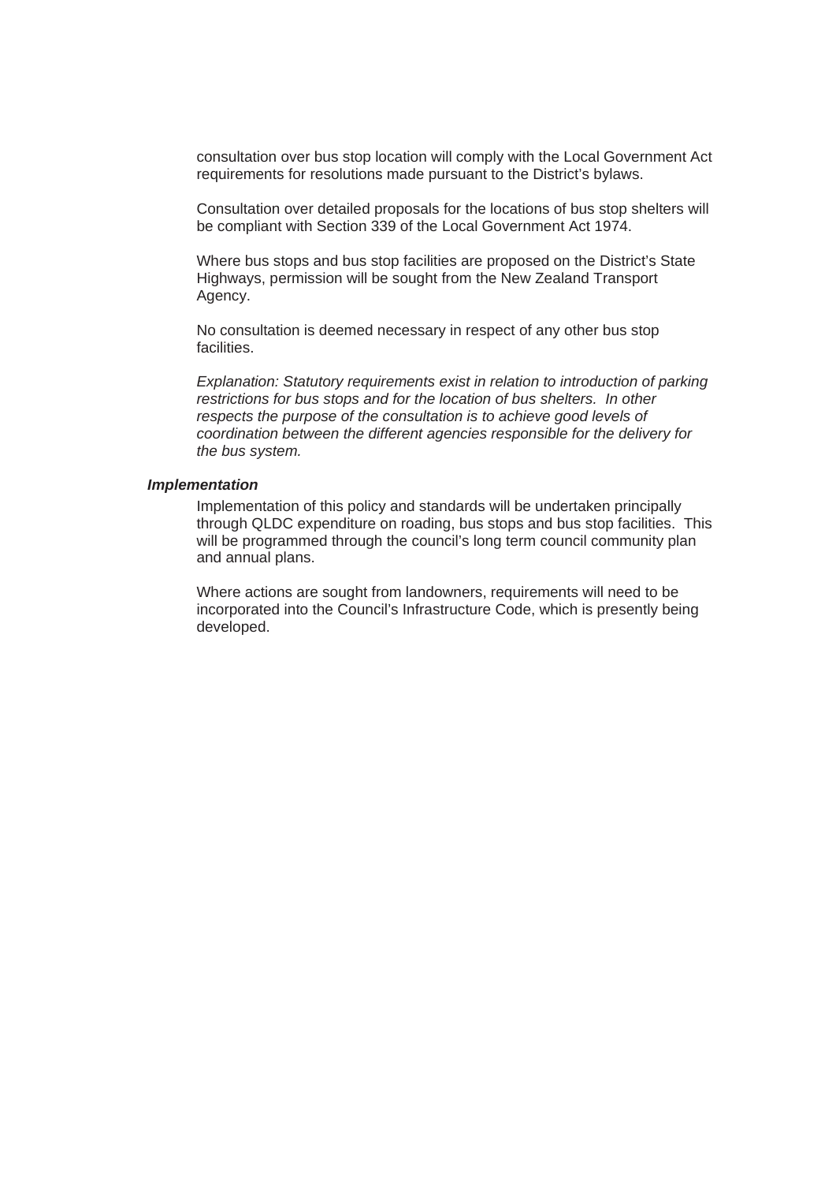consultation over bus stop location will comply with the Local Government Act requirements for resolutions made pursuant to the District's bylaws.

Consultation over detailed proposals for the locations of bus stop shelters will be compliant with Section 339 of the Local Government Act 1974.

Where bus stops and bus stop facilities are proposed on the District's State Highways, permission will be sought from the New Zealand Transport Agency.

No consultation is deemed necessary in respect of any other bus stop facilities.

*Explanation: Statutory requirements exist in relation to introduction of parking restrictions for bus stops and for the location of bus shelters. In other respects the purpose of the consultation is to achieve good levels of coordination between the different agencies responsible for the delivery for the bus system.*

***Implementation***

Implementation of this policy and standards will be undertaken principally through QLDC expenditure on roading, bus stops and bus stop facilities. This will be programmed through the council's long term council community plan and annual plans.

Where actions are sought from landowners, requirements will need to be incorporated into the Council's Infrastructure Code, which is presently being developed.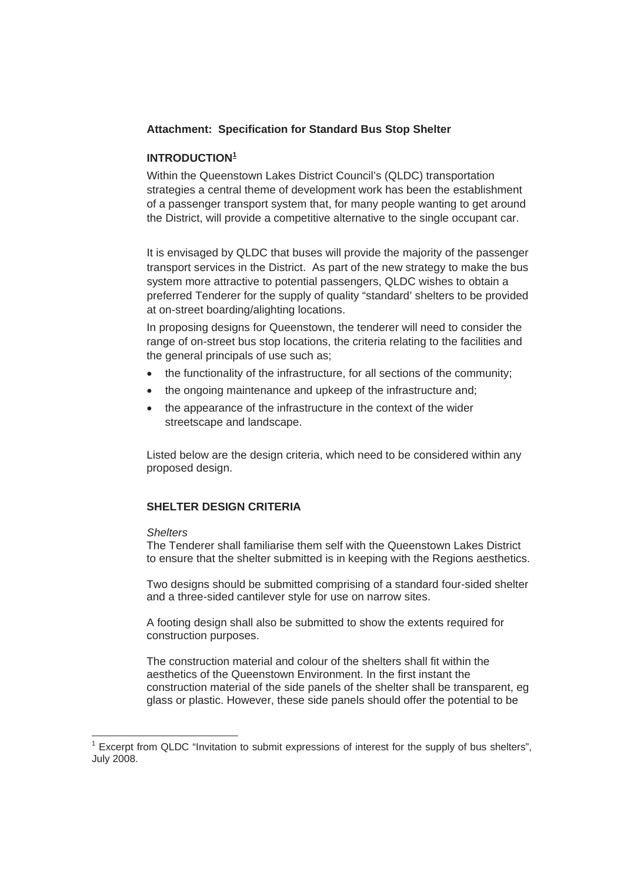**Attachment: Specification for Standard Bus Stop Shelter**

**INTRODUCTION[1]**

Within the Queenstown Lakes District Council's (QLDC) transportation strategies a central theme of development work has been the establishment of a passenger transport system that, for many people wanting to get around the District, will provide a competitive alternative to the single occupant car.

It is envisaged by QLDC that buses will provide the majority of the passenger transport services in the District. As part of the new strategy to make the bus system more attractive to potential passengers, QLDC wishes to obtain a preferred Tenderer for the supply of quality "standard' shelters to be provided at on-street boarding/alighting locations.

In proposing designs for Queenstown, the tenderer will need to consider the range of on-street bus stop locations, the criteria relating to the facilities and the general principals of use such as;

- the functionality of the infrastructure, for all sections of the community;
- the ongoing maintenance and upkeep of the infrastructure and;
- the appearance of the infrastructure in the context of the wider streetscape and landscape.

Listed below are the design criteria, which need to be considered within any proposed design.

**SHELTER DESIGN CRITERIA**

*Shelters*

The Tenderer shall familiarise them self with the Queenstown Lakes District to ensure that the shelter submitted is in keeping with the Regions aesthetics.

Two designs should be submitted comprising of a standard four-sided shelter and a three-sided cantilever style for use on narrow sites.

A footing design shall also be submitted to show the extents required for construction purposes.

The construction material and colour of the shelters shall fit within the aesthetics of the Queenstown Environment. In the first instant the construction material of the side panels of the shelter shall be transparent, eg glass or plastic. However, these side panels should offer the potential to be

[1] Excerpt from QLDC "Invitation to submit expressions of interest for the supply of bus shelters", July 2008.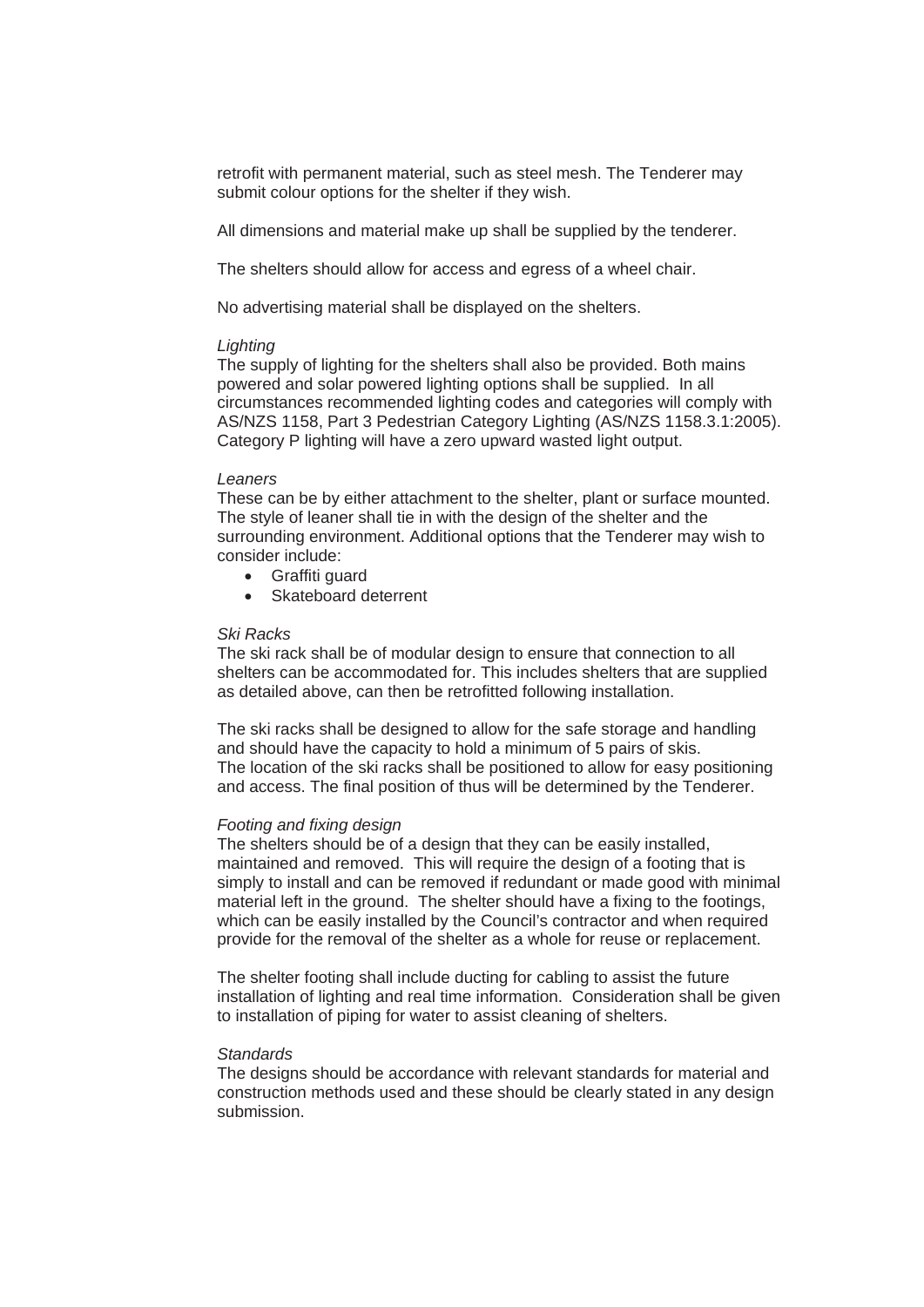retrofit with permanent material, such as steel mesh. The Tenderer may submit colour options for the shelter if they wish.

All dimensions and material make up shall be supplied by the tenderer.

The shelters should allow for access and egress of a wheel chair.

No advertising material shall be displayed on the shelters.

*Lighting*
The supply of lighting for the shelters shall also be provided. Both mains powered and solar powered lighting options shall be supplied. In all circumstances recommended lighting codes and categories will comply with AS/NZS 1158, Part 3 Pedestrian Category Lighting (AS/NZS 1158.3.1:2005). Category P lighting will have a zero upward wasted light output.

*Leaners*
These can be by either attachment to the shelter, plant or surface mounted. The style of leaner shall tie in with the design of the shelter and the surrounding environment. Additional options that the Tenderer may wish to consider include:

- Graffiti guard
- Skateboard deterrent

*Ski Racks*
The ski rack shall be of modular design to ensure that connection to all shelters can be accommodated for. This includes shelters that are supplied as detailed above, can then be retrofitted following installation.

The ski racks shall be designed to allow for the safe storage and handling and should have the capacity to hold a minimum of 5 pairs of skis.
The location of the ski racks shall be positioned to allow for easy positioning and access. The final position of thus will be determined by the Tenderer.

*Footing and fixing design*
The shelters should be of a design that they can be easily installed, maintained and removed. This will require the design of a footing that is simply to install and can be removed if redundant or made good with minimal material left in the ground. The shelter should have a fixing to the footings, which can be easily installed by the Council's contractor and when required provide for the removal of the shelter as a whole for reuse or replacement.

The shelter footing shall include ducting for cabling to assist the future installation of lighting and real time information. Consideration shall be given to installation of piping for water to assist cleaning of shelters.

*Standards*
The designs should be accordance with relevant standards for material and construction methods used and these should be clearly stated in any design submission.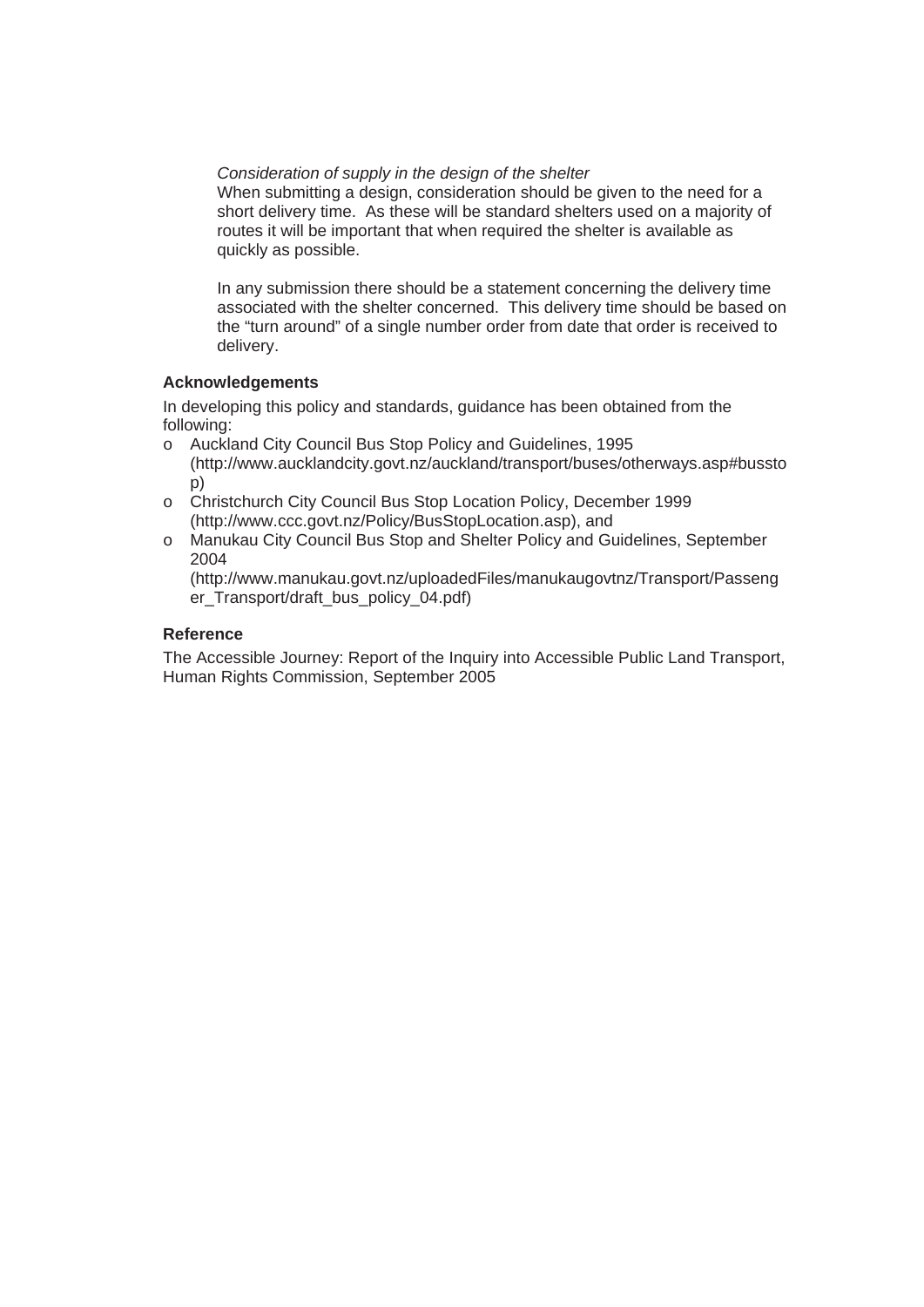*Consideration of supply in the design of the shelter*

When submitting a design, consideration should be given to the need for a short delivery time. As these will be standard shelters used on a majority of routes it will be important that when required the shelter is available as quickly as possible.

In any submission there should be a statement concerning the delivery time associated with the shelter concerned. This delivery time should be based on the "turn around" of a single number order from date that order is received to delivery.

**Acknowledgements**

In developing this policy and standards, guidance has been obtained from the following:

- Auckland City Council Bus Stop Policy and Guidelines, 1995 (http://www.aucklandcity.govt.nz/auckland/transport/buses/otherways.asp#busstop)
- Christchurch City Council Bus Stop Location Policy, December 1999 (http://www.ccc.govt.nz/Policy/BusStopLocation.asp), and
- Manukau City Council Bus Stop and Shelter Policy and Guidelines, September 2004 (http://www.manukau.govt.nz/uploadedFiles/manukaugovtnz/Transport/Passenger_Transport/draft_bus_policy_04.pdf)

**Reference**

The Accessible Journey: Report of the Inquiry into Accessible Public Land Transport, Human Rights Commission, September 2005